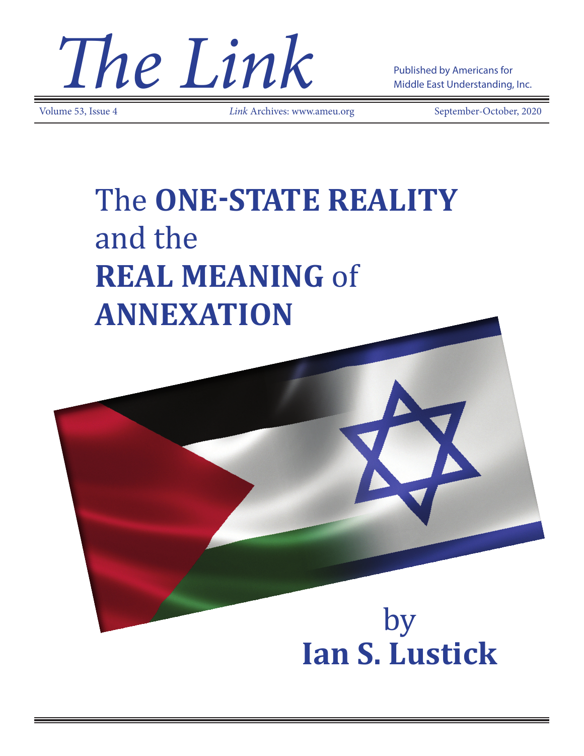# The Link

Published by Americans for Middle East Understanding, Inc.

Volume 53, Issue 4 | *Link* Archives: www.ameu.org | September-October, 2020

# The **ONE-STATE REALITY** and the **REAL MEANING** of **ANNEXATION**

by **Ian S. Lustick**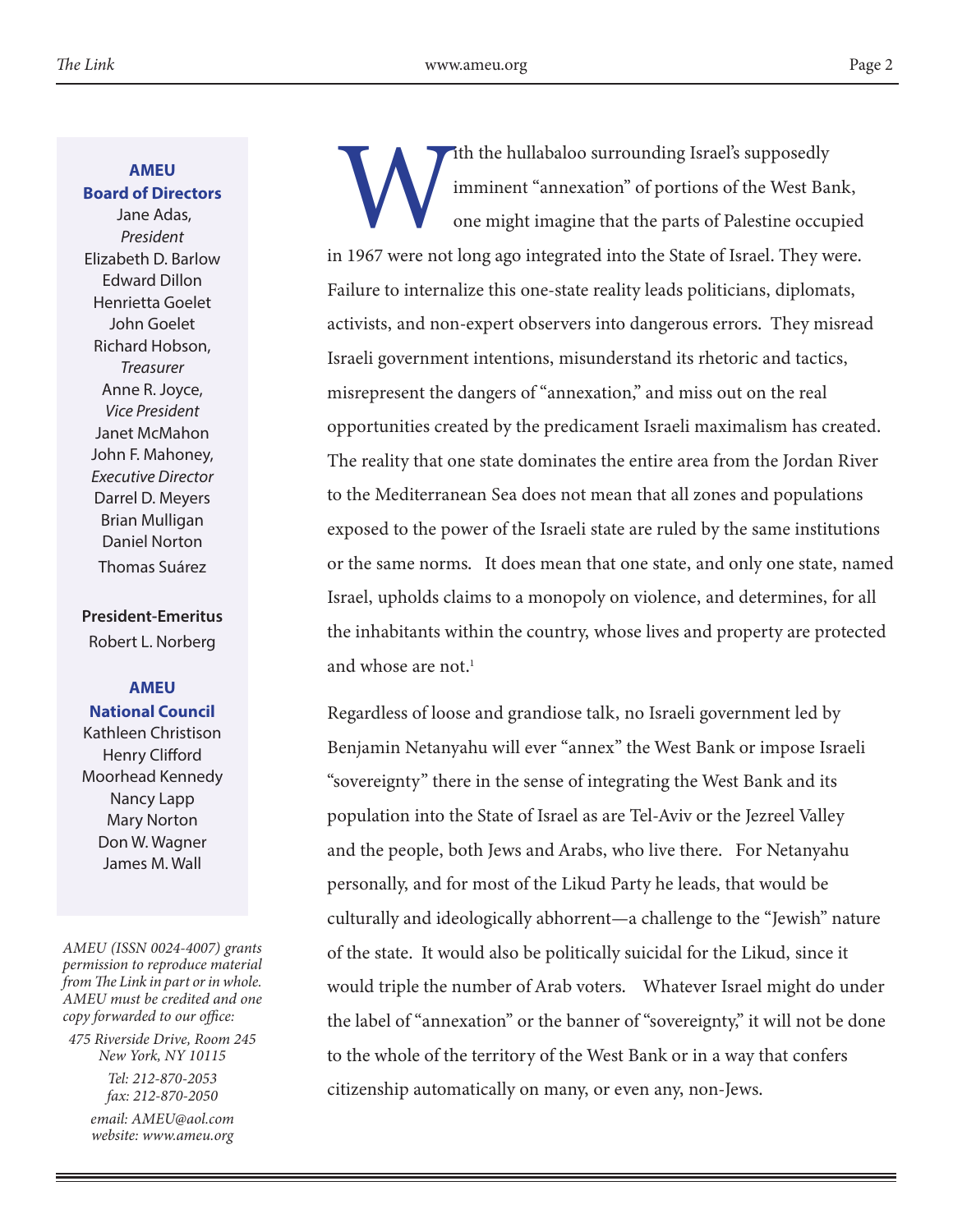**AMEU**
**Board of Directors**
Jane Adas,
*President*
Elizabeth D. Barlow
Edward Dillon
Henrietta Goelet
John Goelet
Richard Hobson,
*Treasurer*
Anne R. Joyce,
*Vice President*
Janet McMahon
John F. Mahoney,
*Executive Director*
Darrel D. Meyers
Brian Mulligan
Daniel Norton
Thomas Suárez

**President-Emeritus**
Robert L. Norberg

**AMEU**
**National Council**
Kathleen Christison
Henry Clifford
Moorhead Kennedy
Nancy Lapp
Mary Norton
Don W. Wagner
James M. Wall

*AMEU (ISSN 0024-4007) grants permission to reproduce material from The Link in part or in whole. AMEU must be credited and one copy forwarded to our office:*

*475 Riverside Drive, Room 245*
*New York, NY 10115*
*Tel: 212-870-2053*
*fax: 212-870-2050*
*email: AMEU@aol.com*
*website: www.ameu.org*

With the hullabaloo surrounding Israel's supposedly imminent "annexation" of portions of the West Bank, one might imagine that the parts of Palestine occupied in 1967 were not long ago integrated into the State of Israel. They were. Failure to internalize this one-state reality leads politicians, diplomats, activists, and non-expert observers into dangerous errors. They misread Israeli government intentions, misunderstand its rhetoric and tactics, misrepresent the dangers of "annexation," and miss out on the real opportunities created by the predicament Israeli maximalism has created. The reality that one state dominates the entire area from the Jordan River to the Mediterranean Sea does not mean that all zones and populations exposed to the power of the Israeli state are ruled by the same institutions or the same norms. It does mean that one state, and only one state, named Israel, upholds claims to a monopoly on violence, and determines, for all the inhabitants within the country, whose lives and property are protected and whose are not.[1]

Regardless of loose and grandiose talk, no Israeli government led by Benjamin Netanyahu will ever "annex" the West Bank or impose Israeli "sovereignty" there in the sense of integrating the West Bank and its population into the State of Israel as are Tel-Aviv or the Jezreel Valley and the people, both Jews and Arabs, who live there. For Netanyahu personally, and for most of the Likud Party he leads, that would be culturally and ideologically abhorrent—a challenge to the "Jewish" nature of the state. It would also be politically suicidal for the Likud, since it would triple the number of Arab voters. Whatever Israel might do under the label of "annexation" or the banner of "sovereignty," it will not be done to the whole of the territory of the West Bank or in a way that confers citizenship automatically on many, or even any, non-Jews.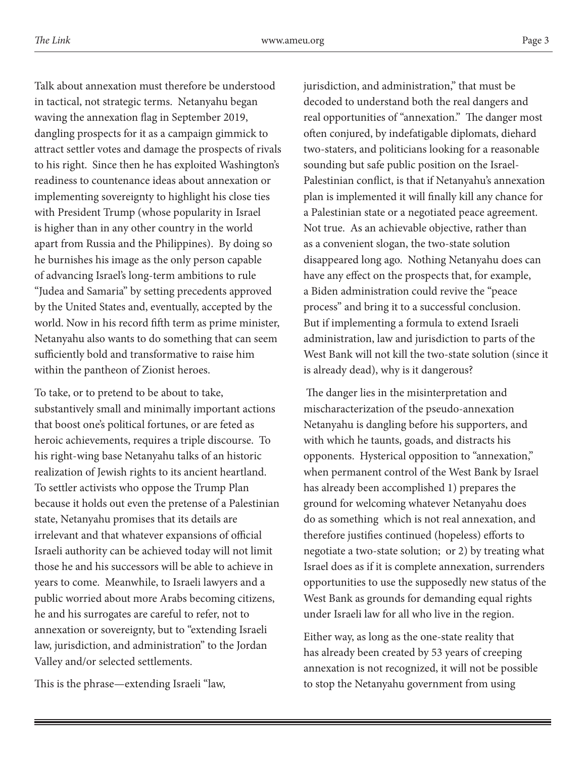Talk about annexation must therefore be understood in tactical, not strategic terms. Netanyahu began waving the annexation flag in September 2019, dangling prospects for it as a campaign gimmick to attract settler votes and damage the prospects of rivals to his right. Since then he has exploited Washington's readiness to countenance ideas about annexation or implementing sovereignty to highlight his close ties with President Trump (whose popularity in Israel is higher than in any other country in the world apart from Russia and the Philippines). By doing so he burnishes his image as the only person capable of advancing Israel's long-term ambitions to rule "Judea and Samaria" by setting precedents approved by the United States and, eventually, accepted by the world. Now in his record fifth term as prime minister, Netanyahu also wants to do something that can seem sufficiently bold and transformative to raise him within the pantheon of Zionist heroes.

To take, or to pretend to be about to take, substantively small and minimally important actions that boost one's political fortunes, or are feted as heroic achievements, requires a triple discourse. To his right-wing base Netanyahu talks of an historic realization of Jewish rights to its ancient heartland. To settler activists who oppose the Trump Plan because it holds out even the pretense of a Palestinian state, Netanyahu promises that its details are irrelevant and that whatever expansions of official Israeli authority can be achieved today will not limit those he and his successors will be able to achieve in years to come. Meanwhile, to Israeli lawyers and a public worried about more Arabs becoming citizens, he and his surrogates are careful to refer, not to annexation or sovereignty, but to "extending Israeli law, jurisdiction, and administration" to the Jordan Valley and/or selected settlements.

This is the phrase—extending Israeli "law, jurisdiction, and administration," that must be decoded to understand both the real dangers and real opportunities of "annexation." The danger most often conjured, by indefatigable diplomats, diehard two-staters, and politicians looking for a reasonable sounding but safe public position on the Israel-Palestinian conflict, is that if Netanyahu's annexation plan is implemented it will finally kill any chance for a Palestinian state or a negotiated peace agreement. Not true. As an achievable objective, rather than as a convenient slogan, the two-state solution disappeared long ago. Nothing Netanyahu does can have any effect on the prospects that, for example, a Biden administration could revive the "peace process" and bring it to a successful conclusion. But if implementing a formula to extend Israeli administration, law and jurisdiction to parts of the West Bank will not kill the two-state solution (since it is already dead), why is it dangerous?

The danger lies in the misinterpretation and mischaracterization of the pseudo-annexation Netanyahu is dangling before his supporters, and with which he taunts, goads, and distracts his opponents. Hysterical opposition to "annexation," when permanent control of the West Bank by Israel has already been accomplished 1) prepares the ground for welcoming whatever Netanyahu does do as something which is not real annexation, and therefore justifies continued (hopeless) efforts to negotiate a two-state solution; or 2) by treating what Israel does as if it is complete annexation, surrenders opportunities to use the supposedly new status of the West Bank as grounds for demanding equal rights under Israeli law for all who live in the region.

Either way, as long as the one-state reality that has already been created by 53 years of creeping annexation is not recognized, it will not be possible to stop the Netanyahu government from using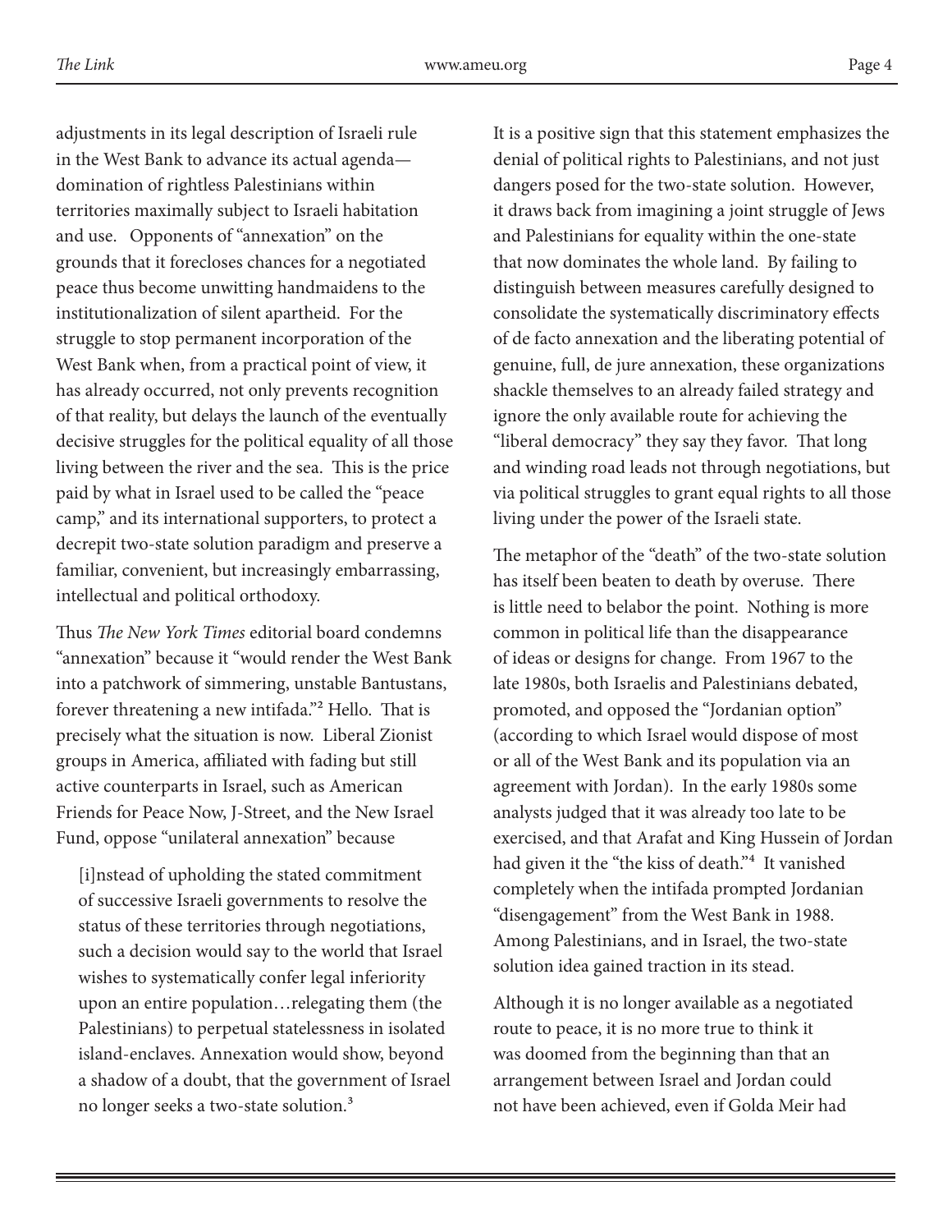adjustments in its legal description of Israeli rule in the West Bank to advance its actual agenda—domination of rightless Palestinians within territories maximally subject to Israeli habitation and use. Opponents of "annexation" on the grounds that it forecloses chances for a negotiated peace thus become unwitting handmaidens to the institutionalization of silent apartheid. For the struggle to stop permanent incorporation of the West Bank when, from a practical point of view, it has already occurred, not only prevents recognition of that reality, but delays the launch of the eventually decisive struggles for the political equality of all those living between the river and the sea. This is the price paid by what in Israel used to be called the "peace camp," and its international supporters, to protect a decrepit two-state solution paradigm and preserve a familiar, convenient, but increasingly embarrassing, intellectual and political orthodoxy.

Thus *The New York Times* editorial board condemns "annexation" because it "would render the West Bank into a patchwork of simmering, unstable Bantustans, forever threatening a new intifada."[2] Hello. That is precisely what the situation is now. Liberal Zionist groups in America, affiliated with fading but still active counterparts in Israel, such as American Friends for Peace Now, J-Street, and the New Israel Fund, oppose "unilateral annexation" because

> [i]nstead of upholding the stated commitment of successive Israeli governments to resolve the status of these territories through negotiations, such a decision would say to the world that Israel wishes to systematically confer legal inferiority upon an entire population…relegating them (the Palestinians) to perpetual statelessness in isolated island-enclaves. Annexation would show, beyond a shadow of a doubt, that the government of Israel no longer seeks a two-state solution.[3]

It is a positive sign that this statement emphasizes the denial of political rights to Palestinians, and not just dangers posed for the two-state solution. However, it draws back from imagining a joint struggle of Jews and Palestinians for equality within the one-state that now dominates the whole land. By failing to distinguish between measures carefully designed to consolidate the systematically discriminatory effects of de facto annexation and the liberating potential of genuine, full, de jure annexation, these organizations shackle themselves to an already failed strategy and ignore the only available route for achieving the "liberal democracy" they say they favor. That long and winding road leads not through negotiations, but via political struggles to grant equal rights to all those living under the power of the Israeli state.

The metaphor of the "death" of the two-state solution has itself been beaten to death by overuse. There is little need to belabor the point. Nothing is more common in political life than the disappearance of ideas or designs for change. From 1967 to the late 1980s, both Israelis and Palestinians debated, promoted, and opposed the "Jordanian option" (according to which Israel would dispose of most or all of the West Bank and its population via an agreement with Jordan). In the early 1980s some analysts judged that it was already too late to be exercised, and that Arafat and King Hussein of Jordan had given it the "the kiss of death."[4] It vanished completely when the intifada prompted Jordanian "disengagement" from the West Bank in 1988. Among Palestinians, and in Israel, the two-state solution idea gained traction in its stead.

Although it is no longer available as a negotiated route to peace, it is no more true to think it was doomed from the beginning than that an arrangement between Israel and Jordan could not have been achieved, even if Golda Meir had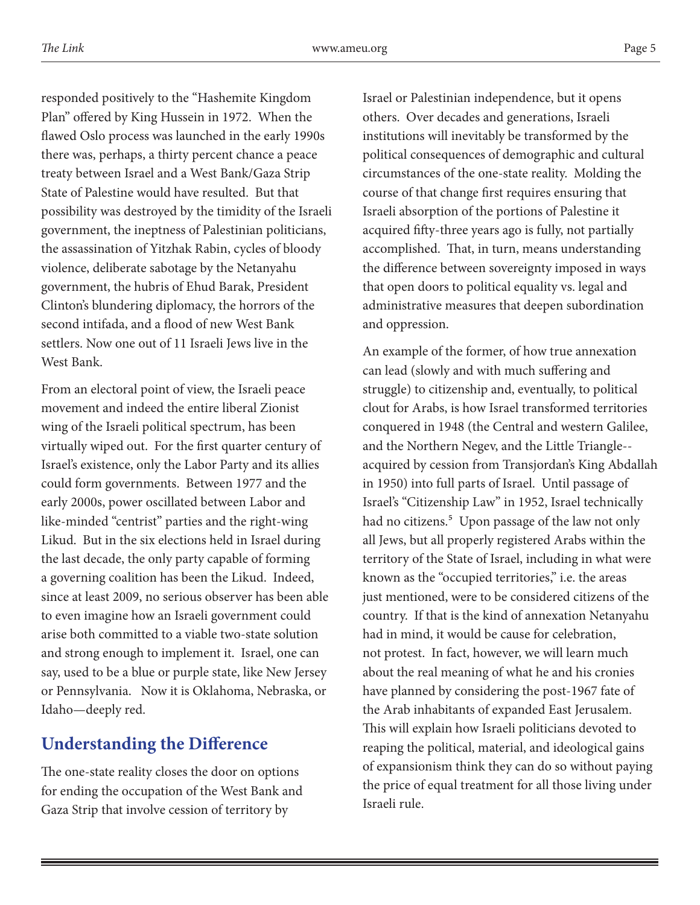responded positively to the "Hashemite Kingdom Plan" offered by King Hussein in 1972. When the flawed Oslo process was launched in the early 1990s there was, perhaps, a thirty percent chance a peace treaty between Israel and a West Bank/Gaza Strip State of Palestine would have resulted. But that possibility was destroyed by the timidity of the Israeli government, the ineptness of Palestinian politicians, the assassination of Yitzhak Rabin, cycles of bloody violence, deliberate sabotage by the Netanyahu government, the hubris of Ehud Barak, President Clinton's blundering diplomacy, the horrors of the second intifada, and a flood of new West Bank settlers. Now one out of 11 Israeli Jews live in the West Bank.

From an electoral point of view, the Israeli peace movement and indeed the entire liberal Zionist wing of the Israeli political spectrum, has been virtually wiped out. For the first quarter century of Israel's existence, only the Labor Party and its allies could form governments. Between 1977 and the early 2000s, power oscillated between Labor and like-minded "centrist" parties and the right-wing Likud. But in the six elections held in Israel during the last decade, the only party capable of forming a governing coalition has been the Likud. Indeed, since at least 2009, no serious observer has been able to even imagine how an Israeli government could arise both committed to a viable two-state solution and strong enough to implement it. Israel, one can say, used to be a blue or purple state, like New Jersey or Pennsylvania. Now it is Oklahoma, Nebraska, or Idaho—deeply red.

## Understanding the Difference

The one-state reality closes the door on options for ending the occupation of the West Bank and Gaza Strip that involve cession of territory by Israel or Palestinian independence, but it opens others. Over decades and generations, Israeli institutions will inevitably be transformed by the political consequences of demographic and cultural circumstances of the one-state reality. Molding the course of that change first requires ensuring that Israeli absorption of the portions of Palestine it acquired fifty-three years ago is fully, not partially accomplished. That, in turn, means understanding the difference between sovereignty imposed in ways that open doors to political equality vs. legal and administrative measures that deepen subordination and oppression.

An example of the former, of how true annexation can lead (slowly and with much suffering and struggle) to citizenship and, eventually, to political clout for Arabs, is how Israel transformed territories conquered in 1948 (the Central and western Galilee, and the Northern Negev, and the Little Triangle--acquired by cession from Transjordan's King Abdallah in 1950) into full parts of Israel. Until passage of Israel's "Citizenship Law" in 1952, Israel technically had no citizens.[5] Upon passage of the law not only all Jews, but all properly registered Arabs within the territory of the State of Israel, including in what were known as the "occupied territories," i.e. the areas just mentioned, were to be considered citizens of the country. If that is the kind of annexation Netanyahu had in mind, it would be cause for celebration, not protest. In fact, however, we will learn much about the real meaning of what he and his cronies have planned by considering the post-1967 fate of the Arab inhabitants of expanded East Jerusalem. This will explain how Israeli politicians devoted to reaping the political, material, and ideological gains of expansionism think they can do so without paying the price of equal treatment for all those living under Israeli rule.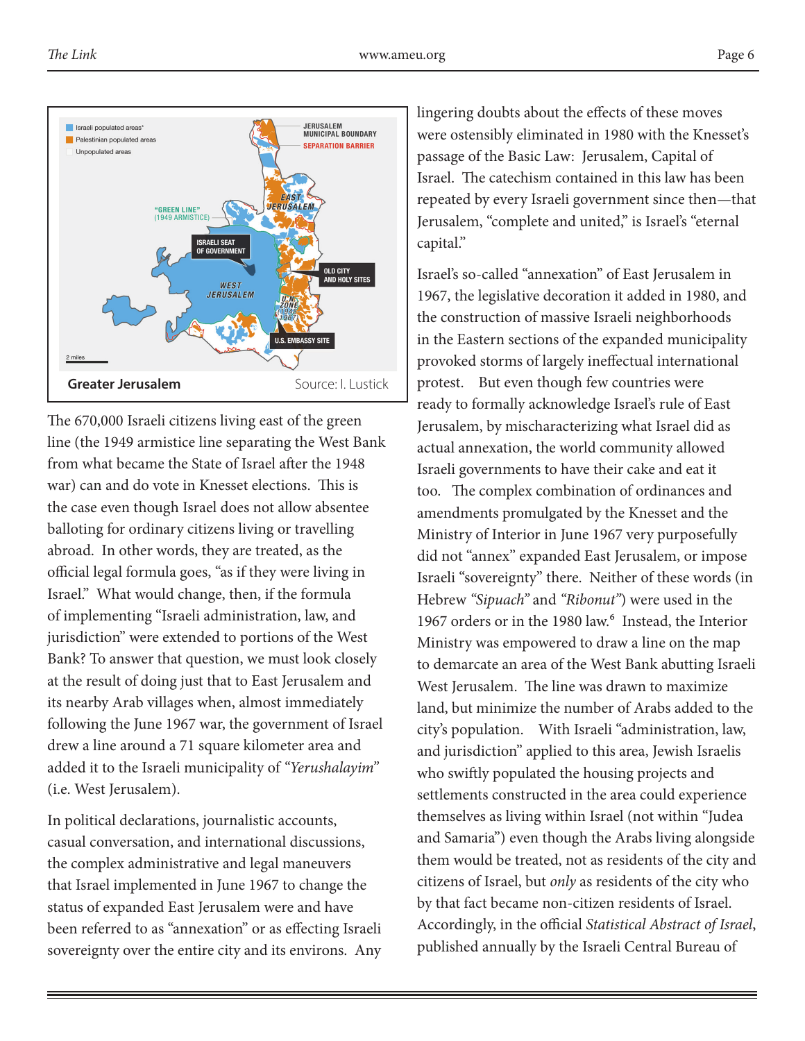Greater Jerusalem — Source: I. Lustick

The 670,000 Israeli citizens living east of the green line (the 1949 armistice line separating the West Bank from what became the State of Israel after the 1948 war) can and do vote in Knesset elections. This is the case even though Israel does not allow absentee balloting for ordinary citizens living or travelling abroad. In other words, they are treated, as the official legal formula goes, "as if they were living in Israel." What would change, then, if the formula of implementing "Israeli administration, law, and jurisdiction" were extended to portions of the West Bank? To answer that question, we must look closely at the result of doing just that to East Jerusalem and its nearby Arab villages when, almost immediately following the June 1967 war, the government of Israel drew a line around a 71 square kilometer area and added it to the Israeli municipality of "*Yerushalayim*" (i.e. West Jerusalem).

In political declarations, journalistic accounts, casual conversation, and international discussions, the complex administrative and legal maneuvers that Israel implemented in June 1967 to change the status of expanded East Jerusalem were and have been referred to as "annexation" or as effecting Israeli sovereignty over the entire city and its environs. Any lingering doubts about the effects of these moves were ostensibly eliminated in 1980 with the Knesset's passage of the Basic Law: Jerusalem, Capital of Israel. The catechism contained in this law has been repeated by every Israeli government since then—that Jerusalem, "complete and united," is Israel's "eternal capital."

Israel's so-called "annexation" of East Jerusalem in 1967, the legislative decoration it added in 1980, and the construction of massive Israeli neighborhoods in the Eastern sections of the expanded municipality provoked storms of largely ineffectual international protest. But even though few countries were ready to formally acknowledge Israel's rule of East Jerusalem, by mischaracterizing what Israel did as actual annexation, the world community allowed Israeli governments to have their cake and eat it too. The complex combination of ordinances and amendments promulgated by the Knesset and the Ministry of Interior in June 1967 very purposefully did not "annex" expanded East Jerusalem, or impose Israeli "sovereignty" there. Neither of these words (in Hebrew *"Sipuach"* and *"Ribonut"*) were used in the 1967 orders or in the 1980 law.[6] Instead, the Interior Ministry was empowered to draw a line on the map to demarcate an area of the West Bank abutting Israeli West Jerusalem. The line was drawn to maximize land, but minimize the number of Arabs added to the city's population. With Israeli "administration, law, and jurisdiction" applied to this area, Jewish Israelis who swiftly populated the housing projects and settlements constructed in the area could experience themselves as living within Israel (not within "Judea and Samaria") even though the Arabs living alongside them would be treated, not as residents of the city and citizens of Israel, but *only* as residents of the city who by that fact became non-citizen residents of Israel. Accordingly, in the official *Statistical Abstract of Israel*, published annually by the Israeli Central Bureau of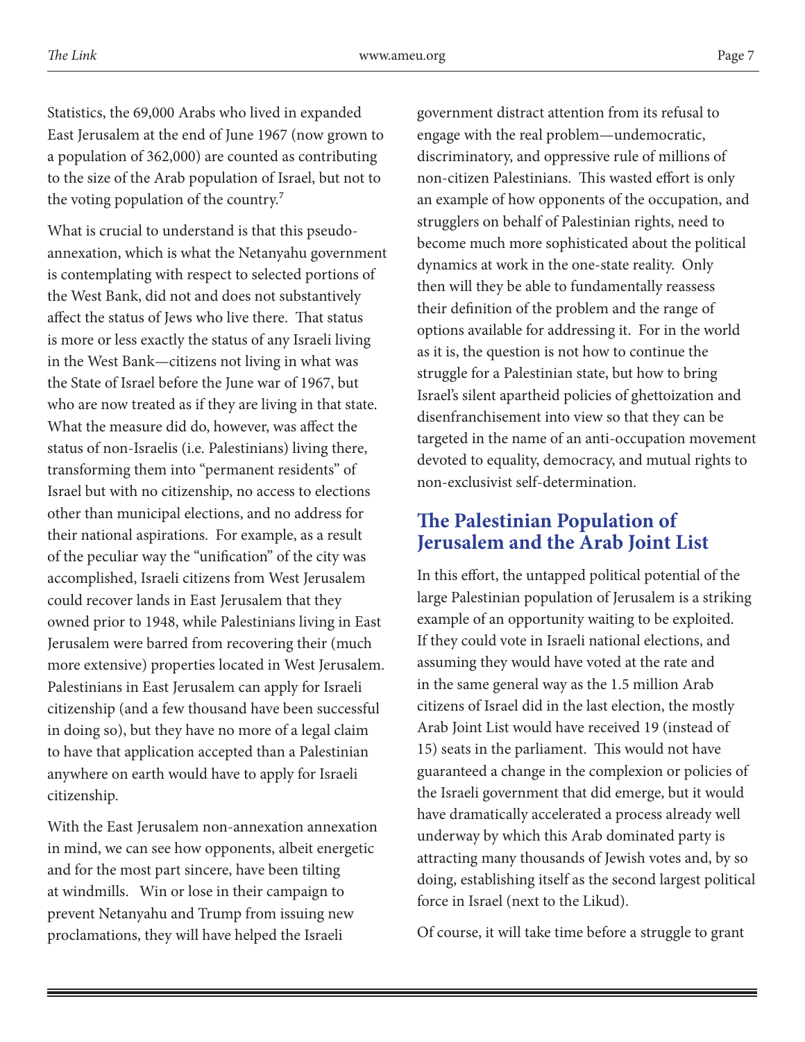Statistics, the 69,000 Arabs who lived in expanded East Jerusalem at the end of June 1967 (now grown to a population of 362,000) are counted as contributing to the size of the Arab population of Israel, but not to the voting population of the country.[7]

What is crucial to understand is that this pseudo-annexation, which is what the Netanyahu government is contemplating with respect to selected portions of the West Bank, did not and does not substantively affect the status of Jews who live there. That status is more or less exactly the status of any Israeli living in the West Bank—citizens not living in what was the State of Israel before the June war of 1967, but who are now treated as if they are living in that state. What the measure did do, however, was affect the status of non-Israelis (i.e. Palestinians) living there, transforming them into "permanent residents" of Israel but with no citizenship, no access to elections other than municipal elections, and no address for their national aspirations. For example, as a result of the peculiar way the "unification" of the city was accomplished, Israeli citizens from West Jerusalem could recover lands in East Jerusalem that they owned prior to 1948, while Palestinians living in East Jerusalem were barred from recovering their (much more extensive) properties located in West Jerusalem. Palestinians in East Jerusalem can apply for Israeli citizenship (and a few thousand have been successful in doing so), but they have no more of a legal claim to have that application accepted than a Palestinian anywhere on earth would have to apply for Israeli citizenship.

With the East Jerusalem non-annexation annexation in mind, we can see how opponents, albeit energetic and for the most part sincere, have been tilting at windmills. Win or lose in their campaign to prevent Netanyahu and Trump from issuing new proclamations, they will have helped the Israeli government distract attention from its refusal to engage with the real problem—undemocratic, discriminatory, and oppressive rule of millions of non-citizen Palestinians. This wasted effort is only an example of how opponents of the occupation, and strugglers on behalf of Palestinian rights, need to become much more sophisticated about the political dynamics at work in the one-state reality. Only then will they be able to fundamentally reassess their definition of the problem and the range of options available for addressing it. For in the world as it is, the question is not how to continue the struggle for a Palestinian state, but how to bring Israel's silent apartheid policies of ghettoization and disenfranchisement into view so that they can be targeted in the name of an anti-occupation movement devoted to equality, democracy, and mutual rights to non-exclusivist self-determination.

## The Palestinian Population of Jerusalem and the Arab Joint List

In this effort, the untapped political potential of the large Palestinian population of Jerusalem is a striking example of an opportunity waiting to be exploited. If they could vote in Israeli national elections, and assuming they would have voted at the rate and in the same general way as the 1.5 million Arab citizens of Israel did in the last election, the mostly Arab Joint List would have received 19 (instead of 15) seats in the parliament. This would not have guaranteed a change in the complexion or policies of the Israeli government that did emerge, but it would have dramatically accelerated a process already well underway by which this Arab dominated party is attracting many thousands of Jewish votes and, by so doing, establishing itself as the second largest political force in Israel (next to the Likud).

Of course, it will take time before a struggle to grant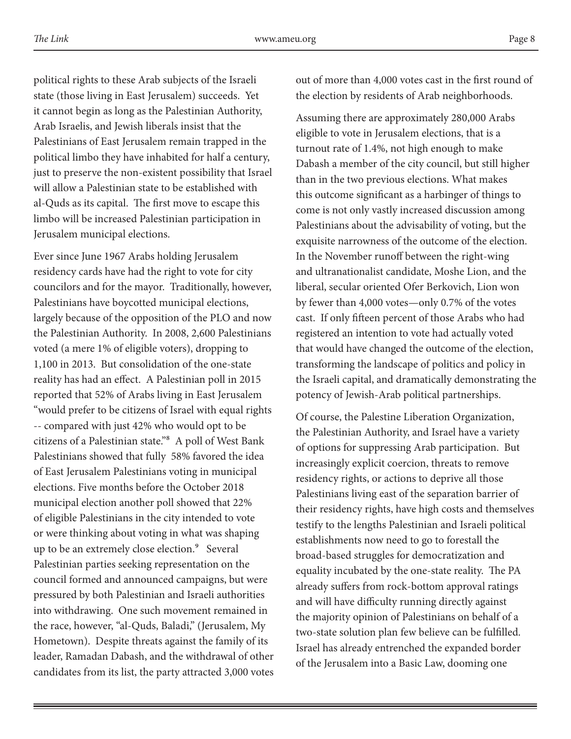political rights to these Arab subjects of the Israeli state (those living in East Jerusalem) succeeds. Yet it cannot begin as long as the Palestinian Authority, Arab Israelis, and Jewish liberals insist that the Palestinians of East Jerusalem remain trapped in the political limbo they have inhabited for half a century, just to preserve the non-existent possibility that Israel will allow a Palestinian state to be established with al-Quds as its capital. The first move to escape this limbo will be increased Palestinian participation in Jerusalem municipal elections.

Ever since June 1967 Arabs holding Jerusalem residency cards have had the right to vote for city councilors and for the mayor. Traditionally, however, Palestinians have boycotted municipal elections, largely because of the opposition of the PLO and now the Palestinian Authority. In 2008, 2,600 Palestinians voted (a mere 1% of eligible voters), dropping to 1,100 in 2013. But consolidation of the one-state reality has had an effect. A Palestinian poll in 2015 reported that 52% of Arabs living in East Jerusalem "would prefer to be citizens of Israel with equal rights -- compared with just 42% who would opt to be citizens of a Palestinian state."[8] A poll of West Bank Palestinians showed that fully 58% favored the idea of East Jerusalem Palestinians voting in municipal elections. Five months before the October 2018 municipal election another poll showed that 22% of eligible Palestinians in the city intended to vote or were thinking about voting in what was shaping up to be an extremely close election.[9] Several Palestinian parties seeking representation on the council formed and announced campaigns, but were pressured by both Palestinian and Israeli authorities into withdrawing. One such movement remained in the race, however, "al-Quds, Baladi," (Jerusalem, My Hometown). Despite threats against the family of its leader, Ramadan Dabash, and the withdrawal of other candidates from its list, the party attracted 3,000 votes out of more than 4,000 votes cast in the first round of the election by residents of Arab neighborhoods.

Assuming there are approximately 280,000 Arabs eligible to vote in Jerusalem elections, that is a turnout rate of 1.4%, not high enough to make Dabash a member of the city council, but still higher than in the two previous elections. What makes this outcome significant as a harbinger of things to come is not only vastly increased discussion among Palestinians about the advisability of voting, but the exquisite narrowness of the outcome of the election. In the November runoff between the right-wing and ultranationalist candidate, Moshe Lion, and the liberal, secular oriented Ofer Berkovich, Lion won by fewer than 4,000 votes—only 0.7% of the votes cast. If only fifteen percent of those Arabs who had registered an intention to vote had actually voted that would have changed the outcome of the election, transforming the landscape of politics and policy in the Israeli capital, and dramatically demonstrating the potency of Jewish-Arab political partnerships.

Of course, the Palestine Liberation Organization, the Palestinian Authority, and Israel have a variety of options for suppressing Arab participation. But increasingly explicit coercion, threats to remove residency rights, or actions to deprive all those Palestinians living east of the separation barrier of their residency rights, have high costs and themselves testify to the lengths Palestinian and Israeli political establishments now need to go to forestall the broad-based struggles for democratization and equality incubated by the one-state reality. The PA already suffers from rock-bottom approval ratings and will have difficulty running directly against the majority opinion of Palestinians on behalf of a two-state solution plan few believe can be fulfilled. Israel has already entrenched the expanded border of the Jerusalem into a Basic Law, dooming one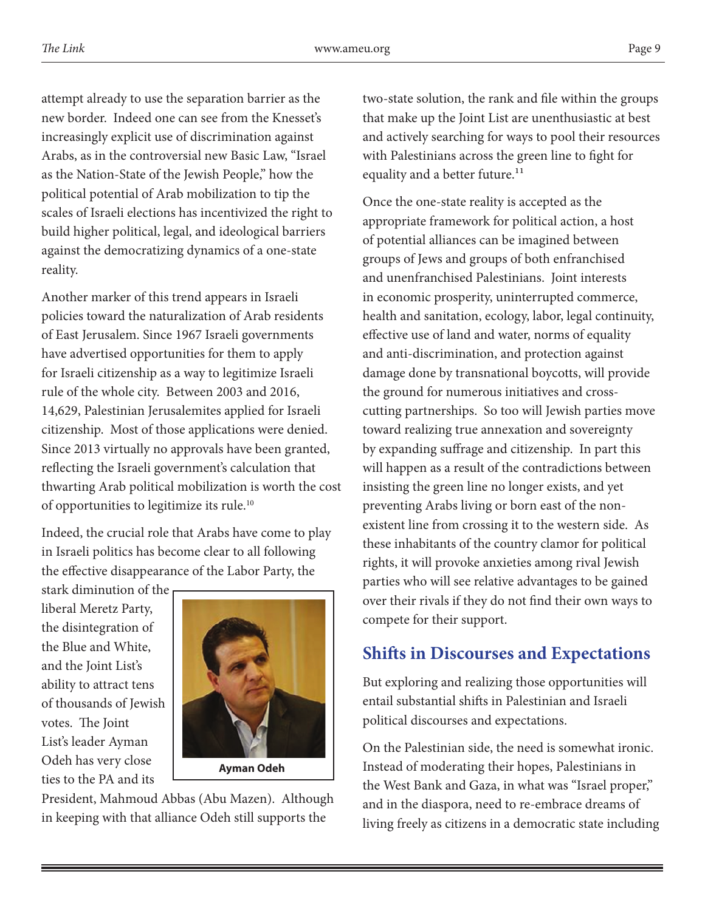attempt already to use the separation barrier as the new border. Indeed one can see from the Knesset's increasingly explicit use of discrimination against Arabs, as in the controversial new Basic Law, "Israel as the Nation-State of the Jewish People," how the political potential of Arab mobilization to tip the scales of Israeli elections has incentivized the right to build higher political, legal, and ideological barriers against the democratizing dynamics of a one-state reality.

Another marker of this trend appears in Israeli policies toward the naturalization of Arab residents of East Jerusalem. Since 1967 Israeli governments have advertised opportunities for them to apply for Israeli citizenship as a way to legitimize Israeli rule of the whole city. Between 2003 and 2016, 14,629, Palestinian Jerusalemites applied for Israeli citizenship. Most of those applications were denied. Since 2013 virtually no approvals have been granted, reflecting the Israeli government's calculation that thwarting Arab political mobilization is worth the cost of opportunities to legitimize its rule.[10]

Indeed, the crucial role that Arabs have come to play in Israeli politics has become clear to all following the effective disappearance of the Labor Party, the stark diminution of the liberal Meretz Party, the disintegration of the Blue and White, and the Joint List's ability to attract tens of thousands of Jewish votes. The Joint List's leader Ayman Odeh has very close ties to the PA and its President, Mahmoud Abbas (Abu Mazen). Although in keeping with that alliance Odeh still supports the two-state solution, the rank and file within the groups that make up the Joint List are unenthusiastic at best and actively searching for ways to pool their resources with Palestinians across the green line to fight for equality and a better future.[11]

Ayman Odeh

Once the one-state reality is accepted as the appropriate framework for political action, a host of potential alliances can be imagined between groups of Jews and groups of both enfranchised and unenfranchised Palestinians. Joint interests in economic prosperity, uninterrupted commerce, health and sanitation, ecology, labor, legal continuity, effective use of land and water, norms of equality and anti-discrimination, and protection against damage done by transnational boycotts, will provide the ground for numerous initiatives and cross-cutting partnerships. So too will Jewish parties move toward realizing true annexation and sovereignty by expanding suffrage and citizenship. In part this will happen as a result of the contradictions between insisting the green line no longer exists, and yet preventing Arabs living or born east of the non-existent line from crossing it to the western side. As these inhabitants of the country clamor for political rights, it will provoke anxieties among rival Jewish parties who will see relative advantages to be gained over their rivals if they do not find their own ways to compete for their support.

## Shifts in Discourses and Expectations

But exploring and realizing those opportunities will entail substantial shifts in Palestinian and Israeli political discourses and expectations.

On the Palestinian side, the need is somewhat ironic. Instead of moderating their hopes, Palestinians in the West Bank and Gaza, in what was "Israel proper," and in the diaspora, need to re-embrace dreams of living freely as citizens in a democratic state including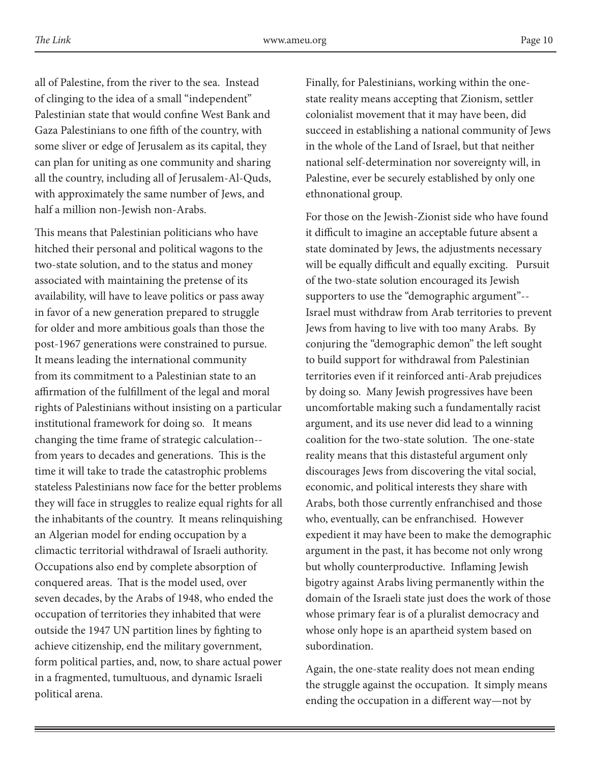all of Palestine, from the river to the sea. Instead of clinging to the idea of a small "independent" Palestinian state that would confine West Bank and Gaza Palestinians to one fifth of the country, with some sliver or edge of Jerusalem as its capital, they can plan for uniting as one community and sharing all the country, including all of Jerusalem-Al-Quds, with approximately the same number of Jews, and half a million non-Jewish non-Arabs.

This means that Palestinian politicians who have hitched their personal and political wagons to the two-state solution, and to the status and money associated with maintaining the pretense of its availability, will have to leave politics or pass away in favor of a new generation prepared to struggle for older and more ambitious goals than those the post-1967 generations were constrained to pursue. It means leading the international community from its commitment to a Palestinian state to an affirmation of the fulfillment of the legal and moral rights of Palestinians without insisting on a particular institutional framework for doing so. It means changing the time frame of strategic calculation--from years to decades and generations. This is the time it will take to trade the catastrophic problems stateless Palestinians now face for the better problems they will face in struggles to realize equal rights for all the inhabitants of the country. It means relinquishing an Algerian model for ending occupation by a climactic territorial withdrawal of Israeli authority. Occupations also end by complete absorption of conquered areas. That is the model used, over seven decades, by the Arabs of 1948, who ended the occupation of territories they inhabited that were outside the 1947 UN partition lines by fighting to achieve citizenship, end the military government, form political parties, and, now, to share actual power in a fragmented, tumultuous, and dynamic Israeli political arena.

Finally, for Palestinians, working within the one-state reality means accepting that Zionism, settler colonialist movement that it may have been, did succeed in establishing a national community of Jews in the whole of the Land of Israel, but that neither national self-determination nor sovereignty will, in Palestine, ever be securely established by only one ethnonational group.

For those on the Jewish-Zionist side who have found it difficult to imagine an acceptable future absent a state dominated by Jews, the adjustments necessary will be equally difficult and equally exciting. Pursuit of the two-state solution encouraged its Jewish supporters to use the "demographic argument"--Israel must withdraw from Arab territories to prevent Jews from having to live with too many Arabs. By conjuring the "demographic demon" the left sought to build support for withdrawal from Palestinian territories even if it reinforced anti-Arab prejudices by doing so. Many Jewish progressives have been uncomfortable making such a fundamentally racist argument, and its use never did lead to a winning coalition for the two-state solution. The one-state reality means that this distasteful argument only discourages Jews from discovering the vital social, economic, and political interests they share with Arabs, both those currently enfranchised and those who, eventually, can be enfranchised. However expedient it may have been to make the demographic argument in the past, it has become not only wrong but wholly counterproductive. Inflaming Jewish bigotry against Arabs living permanently within the domain of the Israeli state just does the work of those whose primary fear is of a pluralist democracy and whose only hope is an apartheid system based on subordination.

Again, the one-state reality does not mean ending the struggle against the occupation. It simply means ending the occupation in a different way—not by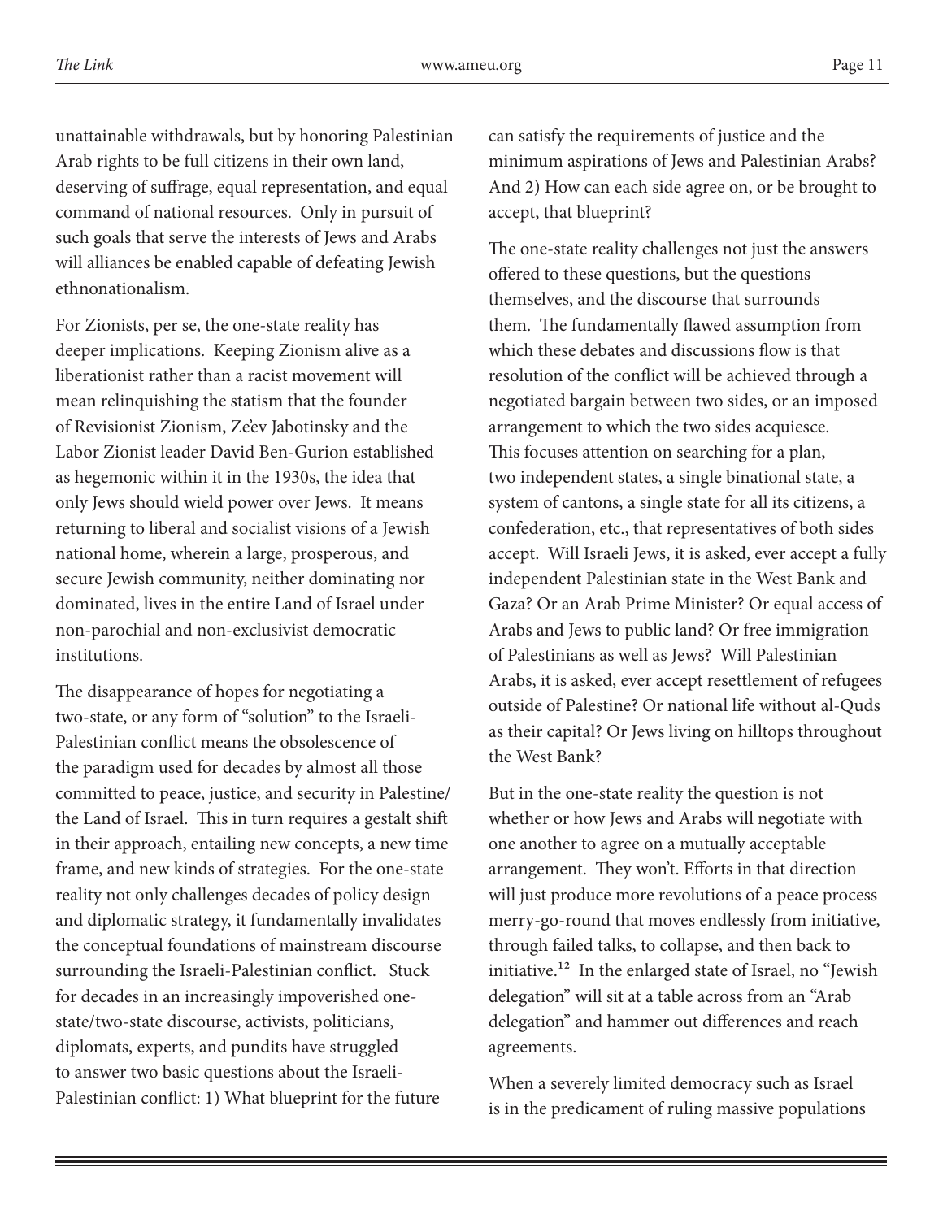unattainable withdrawals, but by honoring Palestinian Arab rights to be full citizens in their own land, deserving of suffrage, equal representation, and equal command of national resources. Only in pursuit of such goals that serve the interests of Jews and Arabs will alliances be enabled capable of defeating Jewish ethnonationalism.

For Zionists, per se, the one-state reality has deeper implications. Keeping Zionism alive as a liberationist rather than a racist movement will mean relinquishing the statism that the founder of Revisionist Zionism, Ze'ev Jabotinsky and the Labor Zionist leader David Ben-Gurion established as hegemonic within it in the 1930s, the idea that only Jews should wield power over Jews. It means returning to liberal and socialist visions of a Jewish national home, wherein a large, prosperous, and secure Jewish community, neither dominating nor dominated, lives in the entire Land of Israel under non-parochial and non-exclusivist democratic institutions.

The disappearance of hopes for negotiating a two-state, or any form of "solution" to the Israeli-Palestinian conflict means the obsolescence of the paradigm used for decades by almost all those committed to peace, justice, and security in Palestine/the Land of Israel. This in turn requires a gestalt shift in their approach, entailing new concepts, a new time frame, and new kinds of strategies. For the one-state reality not only challenges decades of policy design and diplomatic strategy, it fundamentally invalidates the conceptual foundations of mainstream discourse surrounding the Israeli-Palestinian conflict. Stuck for decades in an increasingly impoverished one-state/two-state discourse, activists, politicians, diplomats, experts, and pundits have struggled to answer two basic questions about the Israeli-Palestinian conflict: 1) What blueprint for the future can satisfy the requirements of justice and the minimum aspirations of Jews and Palestinian Arabs? And 2) How can each side agree on, or be brought to accept, that blueprint?

The one-state reality challenges not just the answers offered to these questions, but the questions themselves, and the discourse that surrounds them. The fundamentally flawed assumption from which these debates and discussions flow is that resolution of the conflict will be achieved through a negotiated bargain between two sides, or an imposed arrangement to which the two sides acquiesce. This focuses attention on searching for a plan, two independent states, a single binational state, a system of cantons, a single state for all its citizens, a confederation, etc., that representatives of both sides accept. Will Israeli Jews, it is asked, ever accept a fully independent Palestinian state in the West Bank and Gaza? Or an Arab Prime Minister? Or equal access of Arabs and Jews to public land? Or free immigration of Palestinians as well as Jews? Will Palestinian Arabs, it is asked, ever accept resettlement of refugees outside of Palestine? Or national life without al-Quds as their capital? Or Jews living on hilltops throughout the West Bank?

But in the one-state reality the question is not whether or how Jews and Arabs will negotiate with one another to agree on a mutually acceptable arrangement. They won't. Efforts in that direction will just produce more revolutions of a peace process merry-go-round that moves endlessly from initiative, through failed talks, to collapse, and then back to initiative.[12] In the enlarged state of Israel, no "Jewish delegation" will sit at a table across from an "Arab delegation" and hammer out differences and reach agreements.

When a severely limited democracy such as Israel is in the predicament of ruling massive populations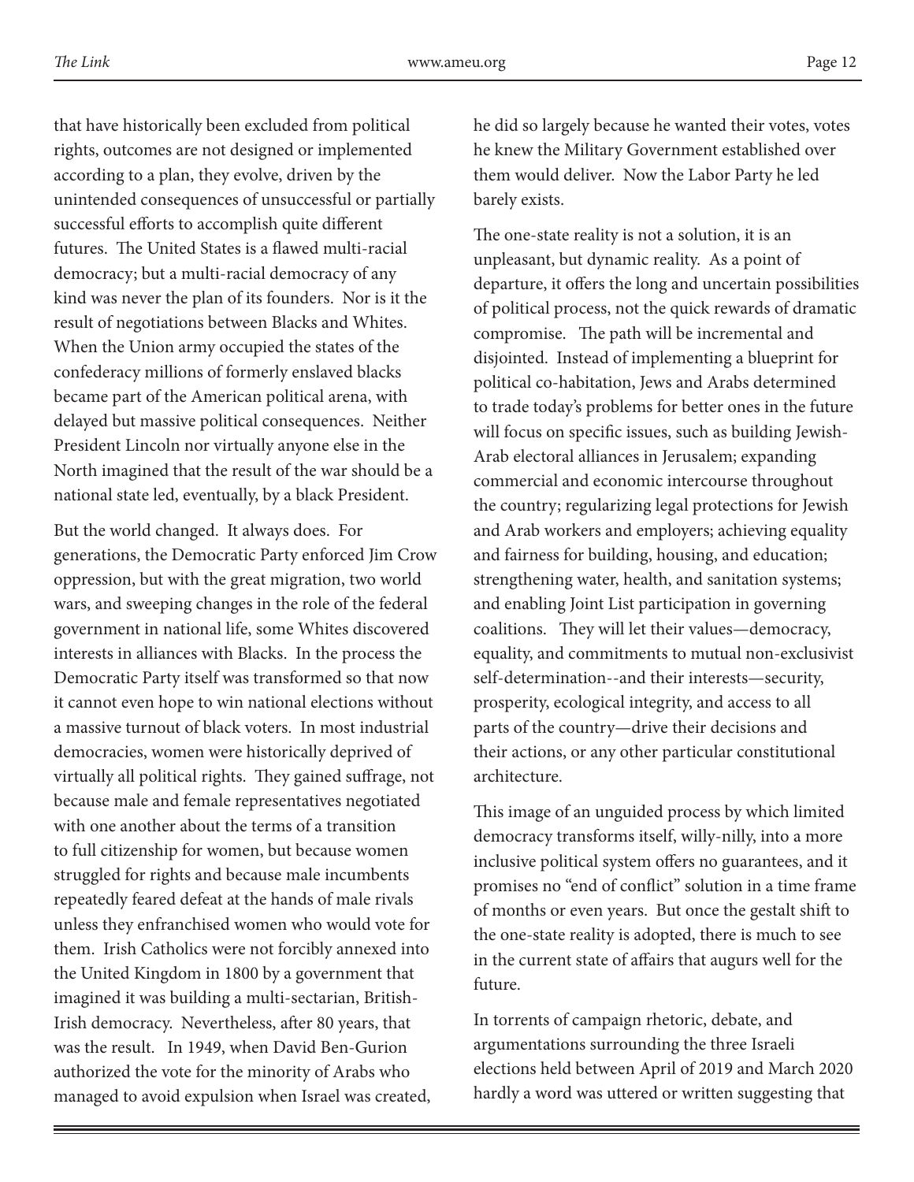that have historically been excluded from political rights, outcomes are not designed or implemented according to a plan, they evolve, driven by the unintended consequences of unsuccessful or partially successful efforts to accomplish quite different futures. The United States is a flawed multi-racial democracy; but a multi-racial democracy of any kind was never the plan of its founders. Nor is it the result of negotiations between Blacks and Whites. When the Union army occupied the states of the confederacy millions of formerly enslaved blacks became part of the American political arena, with delayed but massive political consequences. Neither President Lincoln nor virtually anyone else in the North imagined that the result of the war should be a national state led, eventually, by a black President.

But the world changed. It always does. For generations, the Democratic Party enforced Jim Crow oppression, but with the great migration, two world wars, and sweeping changes in the role of the federal government in national life, some Whites discovered interests in alliances with Blacks. In the process the Democratic Party itself was transformed so that now it cannot even hope to win national elections without a massive turnout of black voters. In most industrial democracies, women were historically deprived of virtually all political rights. They gained suffrage, not because male and female representatives negotiated with one another about the terms of a transition to full citizenship for women, but because women struggled for rights and because male incumbents repeatedly feared defeat at the hands of male rivals unless they enfranchised women who would vote for them. Irish Catholics were not forcibly annexed into the United Kingdom in 1800 by a government that imagined it was building a multi-sectarian, British-Irish democracy. Nevertheless, after 80 years, that was the result. In 1949, when David Ben-Gurion authorized the vote for the minority of Arabs who managed to avoid expulsion when Israel was created, he did so largely because he wanted their votes, votes he knew the Military Government established over them would deliver. Now the Labor Party he led barely exists.

The one-state reality is not a solution, it is an unpleasant, but dynamic reality. As a point of departure, it offers the long and uncertain possibilities of political process, not the quick rewards of dramatic compromise. The path will be incremental and disjointed. Instead of implementing a blueprint for political co-habitation, Jews and Arabs determined to trade today's problems for better ones in the future will focus on specific issues, such as building Jewish-Arab electoral alliances in Jerusalem; expanding commercial and economic intercourse throughout the country; regularizing legal protections for Jewish and Arab workers and employers; achieving equality and fairness for building, housing, and education; strengthening water, health, and sanitation systems; and enabling Joint List participation in governing coalitions. They will let their values—democracy, equality, and commitments to mutual non-exclusivist self-determination--and their interests—security, prosperity, ecological integrity, and access to all parts of the country—drive their decisions and their actions, or any other particular constitutional architecture.

This image of an unguided process by which limited democracy transforms itself, willy-nilly, into a more inclusive political system offers no guarantees, and it promises no "end of conflict" solution in a time frame of months or even years. But once the gestalt shift to the one-state reality is adopted, there is much to see in the current state of affairs that augurs well for the future.

In torrents of campaign rhetoric, debate, and argumentations surrounding the three Israeli elections held between April of 2019 and March 2020 hardly a word was uttered or written suggesting that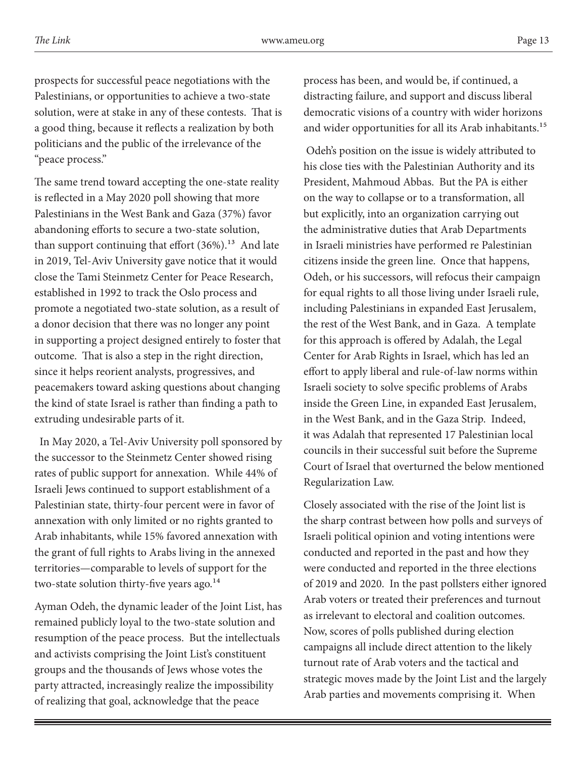prospects for successful peace negotiations with the Palestinians, or opportunities to achieve a two-state solution, were at stake in any of these contests. That is a good thing, because it reflects a realization by both politicians and the public of the irrelevance of the "peace process."

The same trend toward accepting the one-state reality is reflected in a May 2020 poll showing that more Palestinians in the West Bank and Gaza (37%) favor abandoning efforts to secure a two-state solution, than support continuing that effort (36%).[13] And late in 2019, Tel-Aviv University gave notice that it would close the Tami Steinmetz Center for Peace Research, established in 1992 to track the Oslo process and promote a negotiated two-state solution, as a result of a donor decision that there was no longer any point in supporting a project designed entirely to foster that outcome. That is also a step in the right direction, since it helps reorient analysts, progressives, and peacemakers toward asking questions about changing the kind of state Israel is rather than finding a path to extruding undesirable parts of it.

In May 2020, a Tel-Aviv University poll sponsored by the successor to the Steinmetz Center showed rising rates of public support for annexation. While 44% of Israeli Jews continued to support establishment of a Palestinian state, thirty-four percent were in favor of annexation with only limited or no rights granted to Arab inhabitants, while 15% favored annexation with the grant of full rights to Arabs living in the annexed territories—comparable to levels of support for the two-state solution thirty-five years ago.[14]

Ayman Odeh, the dynamic leader of the Joint List, has remained publicly loyal to the two-state solution and resumption of the peace process. But the intellectuals and activists comprising the Joint List's constituent groups and the thousands of Jews whose votes the party attracted, increasingly realize the impossibility of realizing that goal, acknowledge that the peace process has been, and would be, if continued, a distracting failure, and support and discuss liberal democratic visions of a country with wider horizons and wider opportunities for all its Arab inhabitants.[15]

Odeh's position on the issue is widely attributed to his close ties with the Palestinian Authority and its President, Mahmoud Abbas. But the PA is either on the way to collapse or to a transformation, all but explicitly, into an organization carrying out the administrative duties that Arab Departments in Israeli ministries have performed re Palestinian citizens inside the green line. Once that happens, Odeh, or his successors, will refocus their campaign for equal rights to all those living under Israeli rule, including Palestinians in expanded East Jerusalem, the rest of the West Bank, and in Gaza. A template for this approach is offered by Adalah, the Legal Center for Arab Rights in Israel, which has led an effort to apply liberal and rule-of-law norms within Israeli society to solve specific problems of Arabs inside the Green Line, in expanded East Jerusalem, in the West Bank, and in the Gaza Strip. Indeed, it was Adalah that represented 17 Palestinian local councils in their successful suit before the Supreme Court of Israel that overturned the below mentioned Regularization Law.

Closely associated with the rise of the Joint list is the sharp contrast between how polls and surveys of Israeli political opinion and voting intentions were conducted and reported in the past and how they were conducted and reported in the three elections of 2019 and 2020. In the past pollsters either ignored Arab voters or treated their preferences and turnout as irrelevant to electoral and coalition outcomes. Now, scores of polls published during election campaigns all include direct attention to the likely turnout rate of Arab voters and the tactical and strategic moves made by the Joint List and the largely Arab parties and movements comprising it. When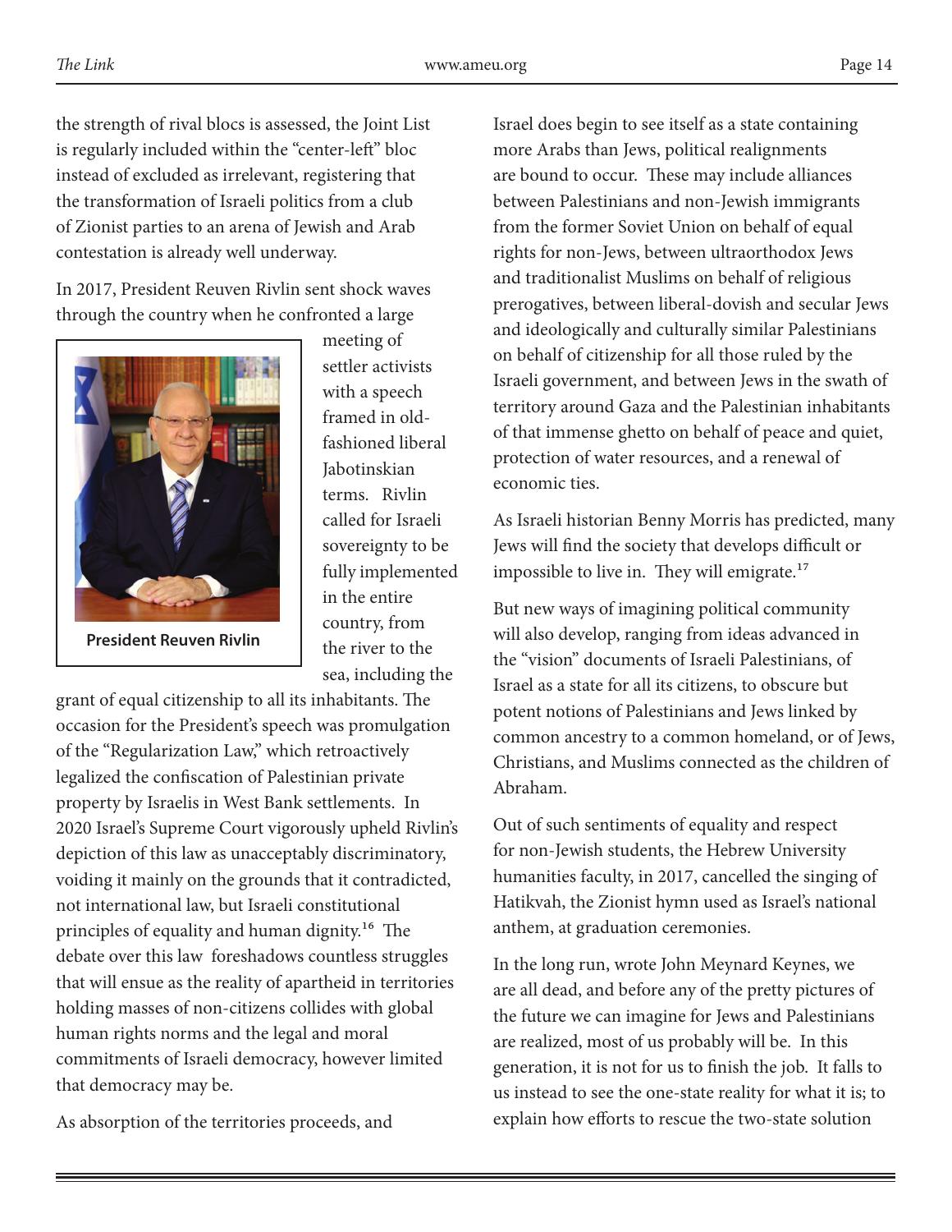the strength of rival blocs is assessed, the Joint List is regularly included within the "center-left" bloc instead of excluded as irrelevant, registering that the transformation of Israeli politics from a club of Zionist parties to an arena of Jewish and Arab contestation is already well underway.

In 2017, President Reuven Rivlin sent shock waves through the country when he confronted a large meeting of settler activists with a speech framed in old-fashioned liberal Jabotinskian terms. Rivlin called for Israeli sovereignty to be fully implemented in the entire country, from the river to the sea, including the grant of equal citizenship to all its inhabitants. The occasion for the President's speech was promulgation of the "Regularization Law," which retroactively legalized the confiscation of Palestinian private property by Israelis in West Bank settlements. In 2020 Israel's Supreme Court vigorously upheld Rivlin's depiction of this law as unacceptably discriminatory, voiding it mainly on the grounds that it contradicted, not international law, but Israeli constitutional principles of equality and human dignity.[16] The debate over this law foreshadows countless struggles that will ensue as the reality of apartheid in territories holding masses of non-citizens collides with global human rights norms and the legal and moral commitments of Israeli democracy, however limited that democracy may be.

**President Reuven Rivlin**

As absorption of the territories proceeds, and Israel does begin to see itself as a state containing more Arabs than Jews, political realignments are bound to occur. These may include alliances between Palestinians and non-Jewish immigrants from the former Soviet Union on behalf of equal rights for non-Jews, between ultraorthodox Jews and traditionalist Muslims on behalf of religious prerogatives, between liberal-dovish and secular Jews and ideologically and culturally similar Palestinians on behalf of citizenship for all those ruled by the Israeli government, and between Jews in the swath of territory around Gaza and the Palestinian inhabitants of that immense ghetto on behalf of peace and quiet, protection of water resources, and a renewal of economic ties.

As Israeli historian Benny Morris has predicted, many Jews will find the society that develops difficult or impossible to live in. They will emigrate.[17]

But new ways of imagining political community will also develop, ranging from ideas advanced in the "vision" documents of Israeli Palestinians, of Israel as a state for all its citizens, to obscure but potent notions of Palestinians and Jews linked by common ancestry to a common homeland, or of Jews, Christians, and Muslims connected as the children of Abraham.

Out of such sentiments of equality and respect for non-Jewish students, the Hebrew University humanities faculty, in 2017, cancelled the singing of Hatikvah, the Zionist hymn used as Israel's national anthem, at graduation ceremonies.

In the long run, wrote John Meynard Keynes, we are all dead, and before any of the pretty pictures of the future we can imagine for Jews and Palestinians are realized, most of us probably will be. In this generation, it is not for us to finish the job. It falls to us instead to see the one-state reality for what it is; to explain how efforts to rescue the two-state solution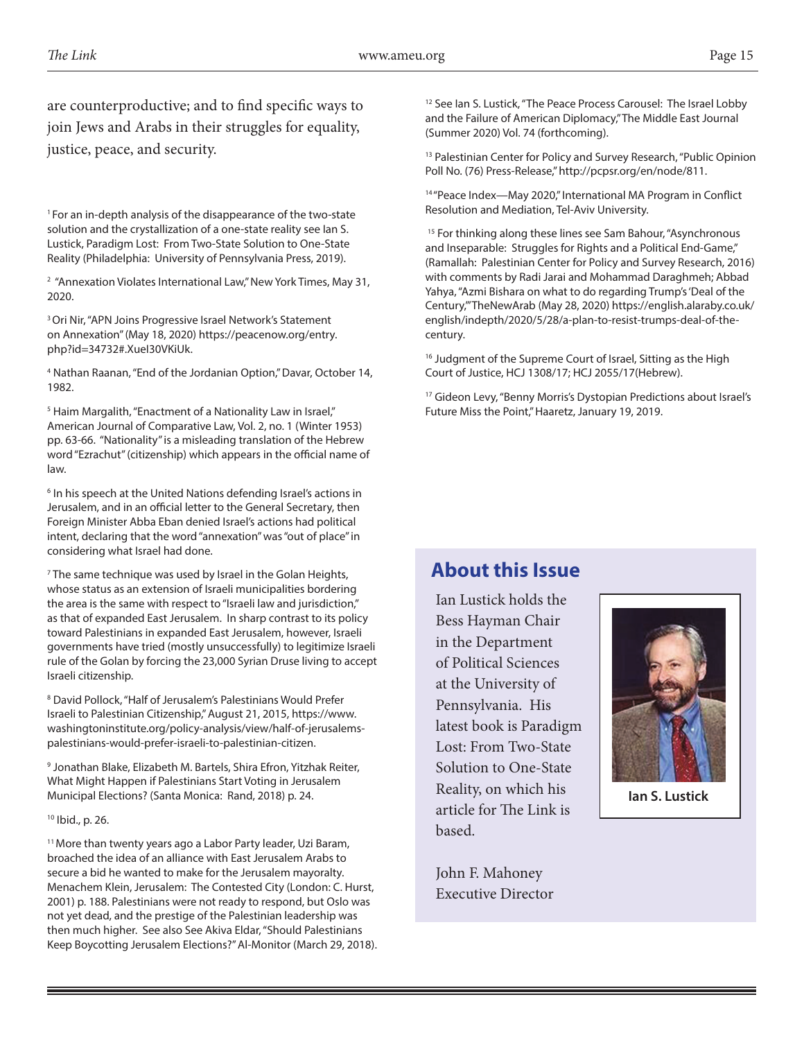are counterproductive; and to find specific ways to join Jews and Arabs in their struggles for equality, justice, peace, and security.

[1] For an in-depth analysis of the disappearance of the two-state solution and the crystallization of a one-state reality see Ian S. Lustick, Paradigm Lost: From Two-State Solution to One-State Reality (Philadelphia: University of Pennsylvania Press, 2019).

[2] "Annexation Violates International Law," New York Times, May 31, 2020.

[3] Ori Nir, "APN Joins Progressive Israel Network's Statement on Annexation" (May 18, 2020) https://peacenow.org/entry.php?id=34732#.XueI30VKiUk.

[4] Nathan Raanan, "End of the Jordanian Option," Davar, October 14, 1982.

[5] Haim Margalith, "Enactment of a Nationality Law in Israel," American Journal of Comparative Law, Vol. 2, no. 1 (Winter 1953) pp. 63-66. "Nationality" is a misleading translation of the Hebrew word "Ezrachut" (citizenship) which appears in the official name of law.

[6] In his speech at the United Nations defending Israel's actions in Jerusalem, and in an official letter to the General Secretary, then Foreign Minister Abba Eban denied Israel's actions had political intent, declaring that the word "annexation" was "out of place" in considering what Israel had done.

[7] The same technique was used by Israel in the Golan Heights, whose status as an extension of Israeli municipalities bordering the area is the same with respect to "Israeli law and jurisdiction," as that of expanded East Jerusalem. In sharp contrast to its policy toward Palestinians in expanded East Jerusalem, however, Israeli governments have tried (mostly unsuccessfully) to legitimize Israeli rule of the Golan by forcing the 23,000 Syrian Druse living to accept Israeli citizenship.

[8] David Pollock, "Half of Jerusalem's Palestinians Would Prefer Israeli to Palestinian Citizenship," August 21, 2015, https://www.washingtoninstitute.org/policy-analysis/view/half-of-jerusalems-palestinians-would-prefer-israeli-to-palestinian-citizen.

[9] Jonathan Blake, Elizabeth M. Bartels, Shira Efron, Yitzhak Reiter, What Might Happen if Palestinians Start Voting in Jerusalem Municipal Elections? (Santa Monica: Rand, 2018) p. 24.

[10] Ibid., p. 26.

[11] More than twenty years ago a Labor Party leader, Uzi Baram, broached the idea of an alliance with East Jerusalem Arabs to secure a bid he wanted to make for the Jerusalem mayoralty. Menachem Klein, Jerusalem: The Contested City (London: C. Hurst, 2001) p. 188. Palestinians were not ready to respond, but Oslo was not yet dead, and the prestige of the Palestinian leadership was then much higher. See also See Akiva Eldar, "Should Palestinians Keep Boycotting Jerusalem Elections?" Al-Monitor (March 29, 2018).

[12] See Ian S. Lustick, "The Peace Process Carousel: The Israel Lobby and the Failure of American Diplomacy," The Middle East Journal (Summer 2020) Vol. 74 (forthcoming).

[13] Palestinian Center for Policy and Survey Research, "Public Opinion Poll No. (76) Press-Release," http://pcpsr.org/en/node/811.

[14] "Peace Index—May 2020," International MA Program in Conflict Resolution and Mediation, Tel-Aviv University.

[15] For thinking along these lines see Sam Bahour, "Asynchronous and Inseparable: Struggles for Rights and a Political End-Game," (Ramallah: Palestinian Center for Policy and Survey Research, 2016) with comments by Radi Jarai and Mohammad Daraghmeh; Abbad Yahya, "Azmi Bishara on what to do regarding Trump's 'Deal of the Century,'" TheNewArab (May 28, 2020) https://english.alaraby.co.uk/english/indepth/2020/5/28/a-plan-to-resist-trumps-deal-of-the-century.

[16] Judgment of the Supreme Court of Israel, Sitting as the High Court of Justice, HCJ 1308/17; HCJ 2055/17(Hebrew).

[17] Gideon Levy, "Benny Morris's Dystopian Predictions about Israel's Future Miss the Point," Haaretz, January 19, 2019.

## About this Issue

Ian Lustick holds the Bess Hayman Chair in the Department of Political Sciences at the University of Pennsylvania. His latest book is Paradigm Lost: From Two-State Solution to One-State Reality, on which his article for The Link is based.

**Ian S. Lustick**

John F. Mahoney
Executive Director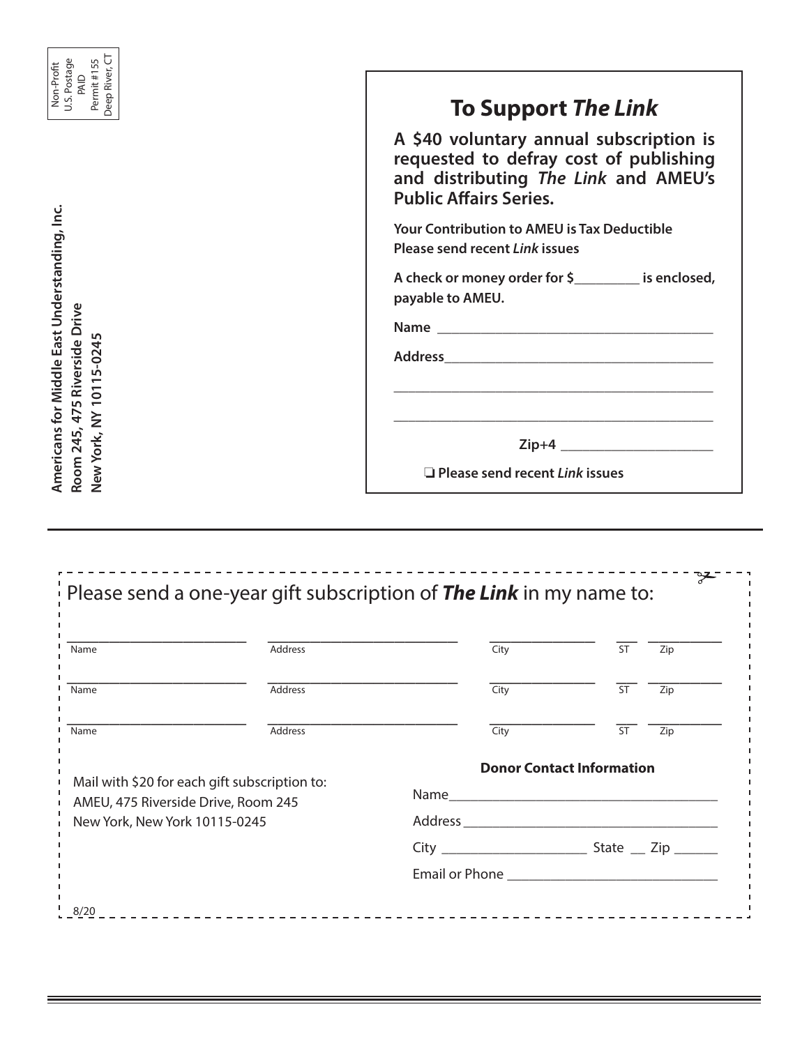Non-Profit
U.S. Postage
PAID
Permit #155
Deep River, CT

**Americans for Middle East Understanding, Inc.**
**Room 245, 475 Riverside Drive**
**New York, NY 10115-0245**

## To Support *The Link*

**A $40 voluntary annual subscription is requested to defray cost of publishing and distributing *The Link* and AMEU's Public Affairs Series.**

**Your Contribution to AMEU is Tax Deductible**
**Please send recent *Link* issues**

**A check or money order for $_________ is enclosed, payable to AMEU.**

**Name** ________________________________________

**Address**______________________________________

_______________________________________________

_______________________________________________

**Zip+4** ______________________

❏ **Please send recent *Link* issues**

---

Please send a one-year gift subscription of ***The Link*** in my name to:

| | | | | |
|---|---|---|---|---|
| Name | Address | City | ST | Zip |
| Name | Address | City | ST | Zip |
| Name | Address | City | ST | Zip |

Mail with $20 for each gift subscription to:
AMEU, 475 Riverside Drive, Room 245
New York, New York 10115-0245

**Donor Contact Information**

Name_______________________________________

Address ____________________________________

City ____________________ State __ Zip ______

Email or Phone _____________________________

8/20